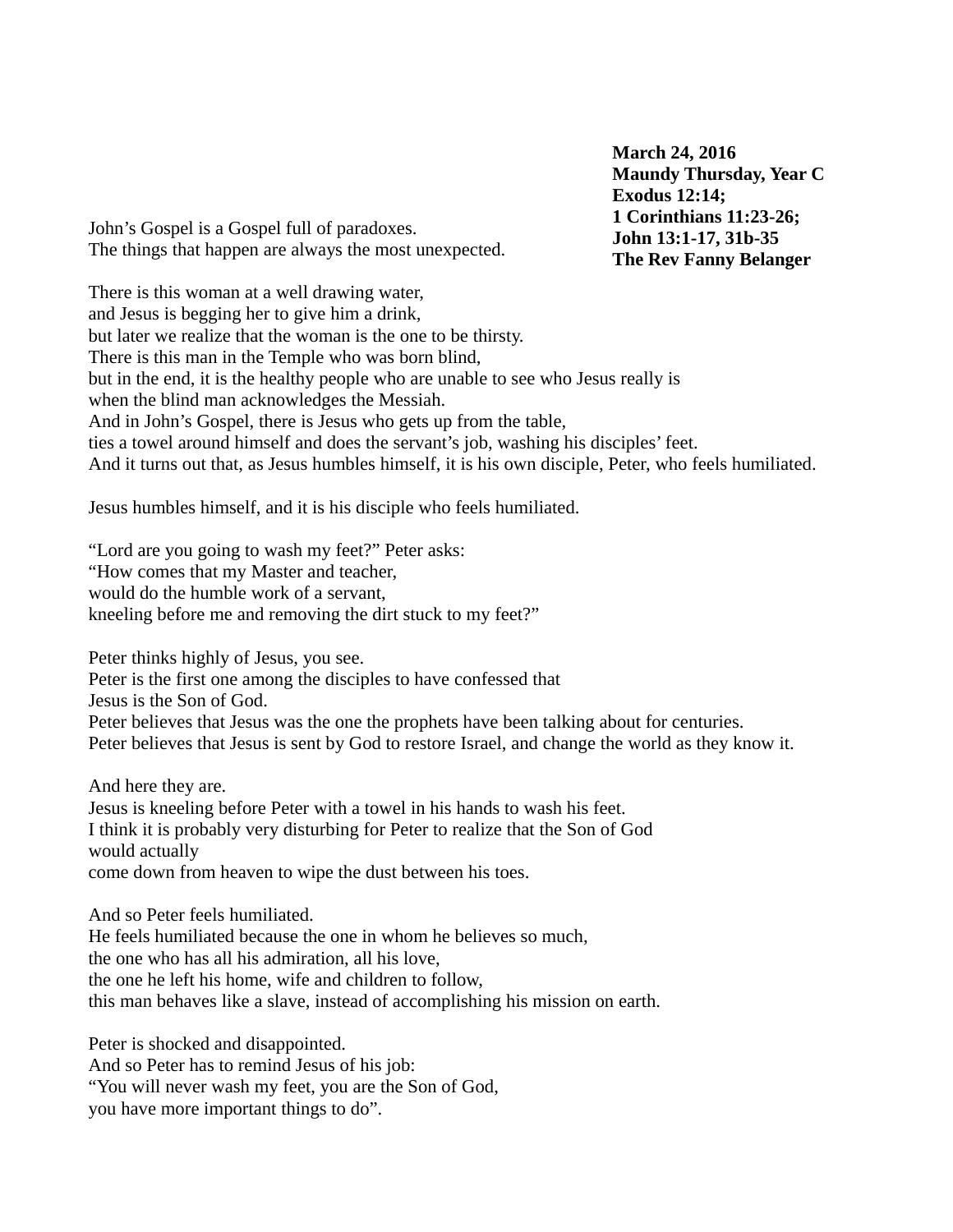**March 24, 2016**
**Maundy Thursday, Year C**
**Exodus 12:14;**
**1 Corinthians 11:23-26;**
**John 13:1-17, 31b-35**
**The Rev Fanny Belanger**

John's Gospel is a Gospel full of paradoxes.
The things that happen are always the most unexpected.

There is this woman at a well drawing water,
and Jesus is begging her to give him a drink,
but later we realize that the woman is the one to be thirsty.
There is this man in the Temple who was born blind,
but in the end, it is the healthy people who are unable to see who Jesus really is
when the blind man acknowledges the Messiah.
And in John's Gospel, there is Jesus who gets up from the table,
ties a towel around himself and does the servant's job, washing his disciples' feet.
And it turns out that, as Jesus humbles himself, it is his own disciple, Peter, who feels humiliated.

Jesus humbles himself, and it is his disciple who feels humiliated.

"Lord are you going to wash my feet?" Peter asks:
"How comes that my Master and teacher,
would do the humble work of a servant,
kneeling before me and removing the dirt stuck to my feet?"

Peter thinks highly of Jesus, you see.
Peter is the first one among the disciples to have confessed that
Jesus is the Son of God.
Peter believes that Jesus was the one the prophets have been talking about for centuries.
Peter believes that Jesus is sent by God to restore Israel, and change the world as they know it.

And here they are.
Jesus is kneeling before Peter with a towel in his hands to wash his feet.
I think it is probably very disturbing for Peter to realize that the Son of God
would actually
come down from heaven to wipe the dust between his toes.

And so Peter feels humiliated.
He feels humiliated because the one in whom he believes so much,
the one who has all his admiration, all his love,
the one he left his home, wife and children to follow,
this man behaves like a slave, instead of accomplishing his mission on earth.

Peter is shocked and disappointed.
And so Peter has to remind Jesus of his job:
"You will never wash my feet, you are the Son of God,
you have more important things to do".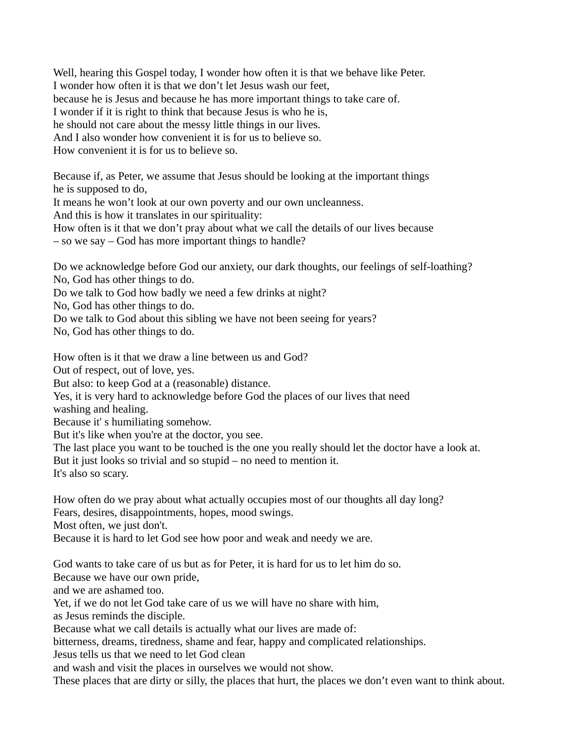Well, hearing this Gospel today, I wonder how often it is that we behave like Peter.
I wonder how often it is that we don't let Jesus wash our feet,
because he is Jesus and because he has more important things to take care of.
I wonder if it is right to think that because Jesus is who he is,
he should not care about the messy little things in our lives.
And I also wonder how convenient it is for us to believe so.
How convenient it is for us to believe so.

Because if, as Peter, we assume that Jesus should be looking at the important things
he is supposed to do,
It means he won't look at our own poverty and our own uncleanness.
And this is how it translates in our spirituality:
How often is it that we don't pray about what we call the details of our lives because
– so we say – God has more important things to handle?

Do we acknowledge before God our anxiety, our dark thoughts, our feelings of self-loathing?
No, God has other things to do.
Do we talk to God how badly we need a few drinks at night?
No, God has other things to do.
Do we talk to God about this sibling we have not been seeing for years?
No, God has other things to do.

How often is it that we draw a line between us and God?
Out of respect, out of love, yes.
But also: to keep God at a (reasonable) distance.
Yes, it is very hard to acknowledge before God the places of our lives that need
washing and healing.
Because it' s humiliating somehow.
But it's like when you're at the doctor, you see.
The last place you want to be touched is the one you really should let the doctor have a look at.
But it just looks so trivial and so stupid – no need to mention it.
It's also so scary.

How often do we pray about what actually occupies most of our thoughts all day long?
Fears, desires, disappointments, hopes, mood swings.
Most often, we just don't.
Because it is hard to let God see how poor and weak and needy we are.

God wants to take care of us but as for Peter, it is hard for us to let him do so.
Because we have our own pride,
and we are ashamed too.
Yet, if we do not let God take care of us we will have no share with him,
as Jesus reminds the disciple.
Because what we call details is actually what our lives are made of:
bitterness, dreams, tiredness, shame and fear, happy and complicated relationships.
Jesus tells us that we need to let God clean
and wash and visit the places in ourselves we would not show.
These places that are dirty or silly, the places that hurt, the places we don't even want to think about.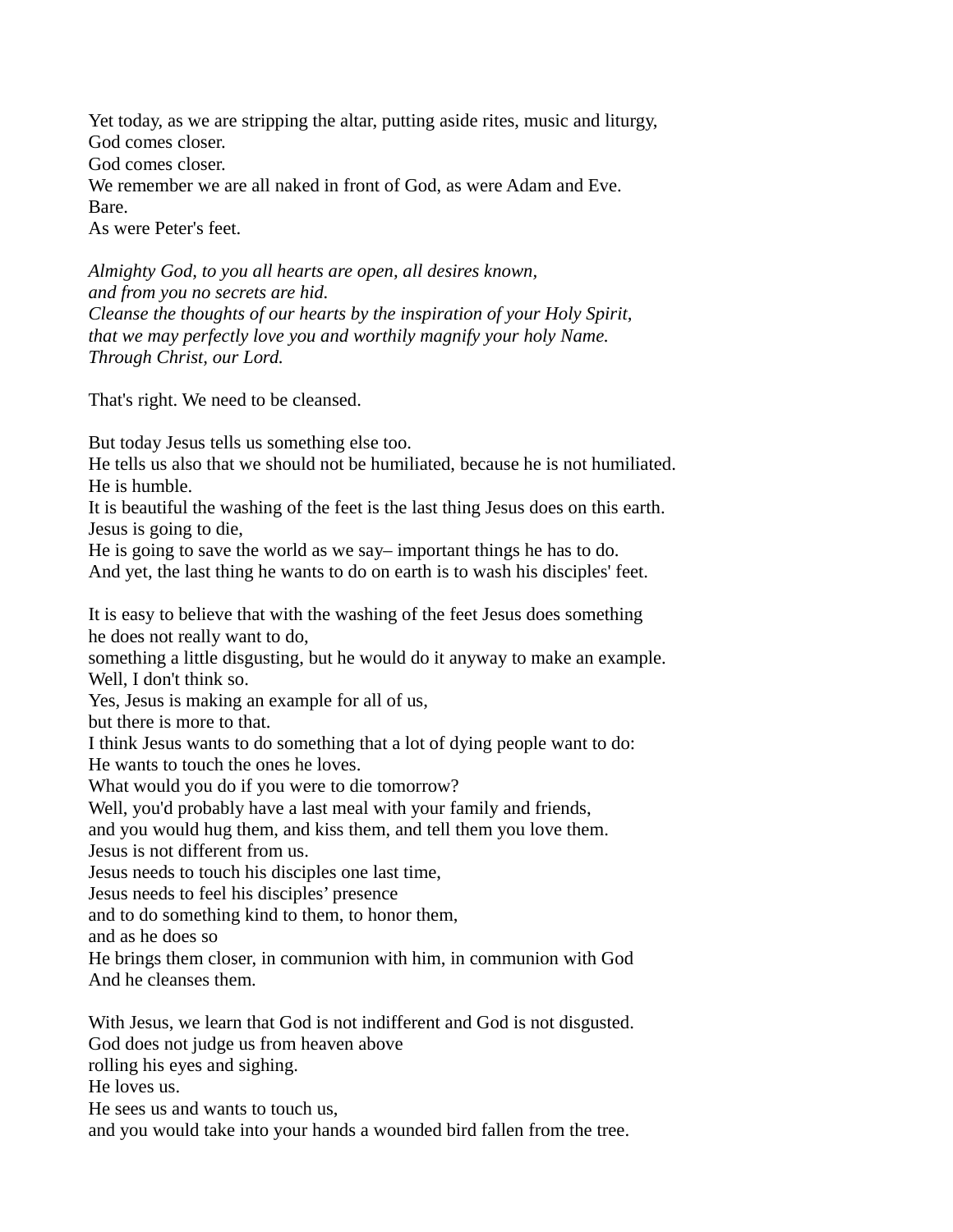Yet today, as we are stripping the altar, putting aside rites, music and liturgy,  
God comes closer.  
God comes closer.  
We remember we are all naked in front of God, as were Adam and Eve.  
Bare.  
As were Peter's feet.

*Almighty God, to you all hearts are open, all desires known,*  
*and from you no secrets are hid.*  
*Cleanse the thoughts of our hearts by the inspiration of your Holy Spirit,*  
*that we may perfectly love you and worthily magnify your holy Name.*  
*Through Christ, our Lord.*

That's right. We need to be cleansed.

But today Jesus tells us something else too.  
He tells us also that we should not be humiliated, because he is not humiliated.  
He is humble.  
It is beautiful the washing of the feet is the last thing Jesus does on this earth.  
Jesus is going to die,  
He is going to save the world as we say– important things he has to do.  
And yet, the last thing he wants to do on earth is to wash his disciples' feet.

It is easy to believe that with the washing of the feet Jesus does something he does not really want to do,  
something a little disgusting, but he would do it anyway to make an example.  
Well, I don't think so.  
Yes, Jesus is making an example for all of us,  
but there is more to that.  
I think Jesus wants to do something that a lot of dying people want to do:  
He wants to touch the ones he loves.  
What would you do if you were to die tomorrow?  
Well, you'd probably have a last meal with your family and friends,  
and you would hug them, and kiss them, and tell them you love them.  
Jesus is not different from us.  
Jesus needs to touch his disciples one last time,  
Jesus needs to feel his disciples' presence  
and to do something kind to them, to honor them,  
and as he does so  
He brings them closer, in communion with him, in communion with God  
And he cleanses them.

With Jesus, we learn that God is not indifferent and God is not disgusted.  
God does not judge us from heaven above  
rolling his eyes and sighing.  
He loves us.  
He sees us and wants to touch us,  
and you would take into your hands a wounded bird fallen from the tree.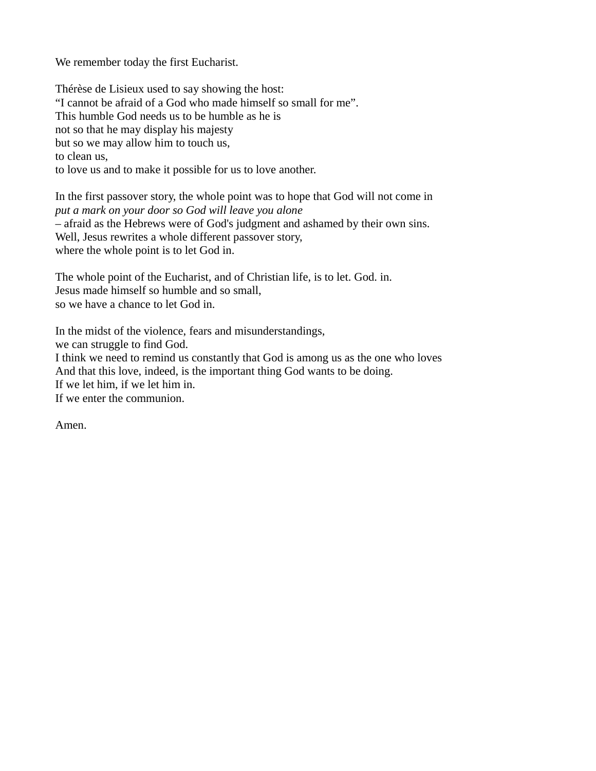We remember today the first Eucharist.

Thérèse de Lisieux used to say showing the host:
“I cannot be afraid of a God who made himself so small for me”.
This humble God needs us to be humble as he is
not so that he may display his majesty
but so we may allow him to touch us,
to clean us,
to love us and to make it possible for us to love another.

In the first passover story, the whole point was to hope that God will not come in
*put a mark on your door so God will leave you alone*
– afraid as the Hebrews were of God's judgment and ashamed by their own sins.
Well, Jesus rewrites a whole different passover story,
where the whole point is to let God in.

The whole point of the Eucharist, and of Christian life, is to let. God. in.
Jesus made himself so humble and so small,
so we have a chance to let God in.

In the midst of the violence, fears and misunderstandings,
we can struggle to find God.
I think we need to remind us constantly that God is among us as the one who loves
And that this love, indeed, is the important thing God wants to be doing.
If we let him, if we let him in.
If we enter the communion.

Amen.